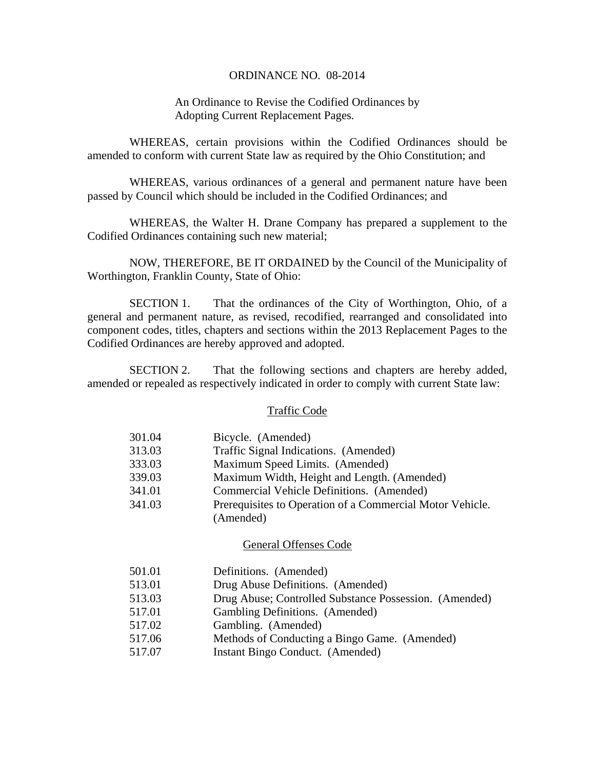# ORDINANCE NO. 08-2014

An Ordinance to Revise the Codified Ordinances by Adopting Current Replacement Pages.

WHEREAS, certain provisions within the Codified Ordinances should be amended to conform with current State law as required by the Ohio Constitution; and

WHEREAS, various ordinances of a general and permanent nature have been passed by Council which should be included in the Codified Ordinances; and

WHEREAS, the Walter H. Drane Company has prepared a supplement to the Codified Ordinances containing such new material;

NOW, THEREFORE, BE IT ORDAINED by the Council of the Municipality of Worthington, Franklin County, State of Ohio:

SECTION 1. That the ordinances of the City of Worthington, Ohio, of a general and permanent nature, as revised, recodified, rearranged and consolidated into component codes, titles, chapters and sections within the 2013 Replacement Pages to the Codified Ordinances are hereby approved and adopted.

SECTION 2. That the following sections and chapters are hereby added, amended or repealed as respectively indicated in order to comply with current State law:

## Traffic Code

| | |
|---|---|
| 301.04 | Bicycle. (Amended) |
| 313.03 | Traffic Signal Indications. (Amended) |
| 333.03 | Maximum Speed Limits. (Amended) |
| 339.03 | Maximum Width, Height and Length. (Amended) |
| 341.01 | Commercial Vehicle Definitions. (Amended) |
| 341.03 | Prerequisites to Operation of a Commercial Motor Vehicle. (Amended) |

## General Offenses Code

| | |
|---|---|
| 501.01 | Definitions. (Amended) |
| 513.01 | Drug Abuse Definitions. (Amended) |
| 513.03 | Drug Abuse; Controlled Substance Possession. (Amended) |
| 517.01 | Gambling Definitions. (Amended) |
| 517.02 | Gambling. (Amended) |
| 517.06 | Methods of Conducting a Bingo Game. (Amended) |
| 517.07 | Instant Bingo Conduct. (Amended) |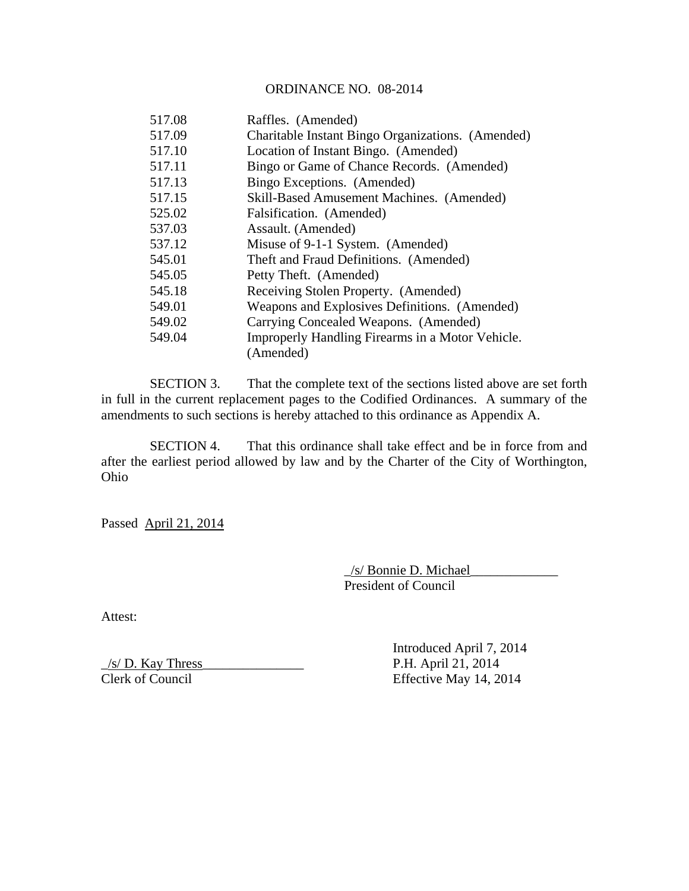ORDINANCE NO. 08-2014

| | |
|---|---|
| 517.08 | Raffles. (Amended) |
| 517.09 | Charitable Instant Bingo Organizations. (Amended) |
| 517.10 | Location of Instant Bingo. (Amended) |
| 517.11 | Bingo or Game of Chance Records. (Amended) |
| 517.13 | Bingo Exceptions. (Amended) |
| 517.15 | Skill-Based Amusement Machines. (Amended) |
| 525.02 | Falsification. (Amended) |
| 537.03 | Assault. (Amended) |
| 537.12 | Misuse of 9-1-1 System. (Amended) |
| 545.01 | Theft and Fraud Definitions. (Amended) |
| 545.05 | Petty Theft. (Amended) |
| 545.18 | Receiving Stolen Property. (Amended) |
| 549.01 | Weapons and Explosives Definitions. (Amended) |
| 549.02 | Carrying Concealed Weapons. (Amended) |
| 549.04 | Improperly Handling Firearms in a Motor Vehicle. (Amended) |

SECTION 3. That the complete text of the sections listed above are set forth in full in the current replacement pages to the Codified Ordinances. A summary of the amendments to such sections is hereby attached to this ordinance as Appendix A.

SECTION 4. That this ordinance shall take effect and be in force from and after the earliest period allowed by law and by the Charter of the City of Worthington, Ohio

Passed April 21, 2014

_/s/ Bonnie D. Michael_____________
President of Council

Attest:

_/s/ D. Kay Thress_______________
Clerk of Council

Introduced April 7, 2014
P.H. April 21, 2014
Effective May 14, 2014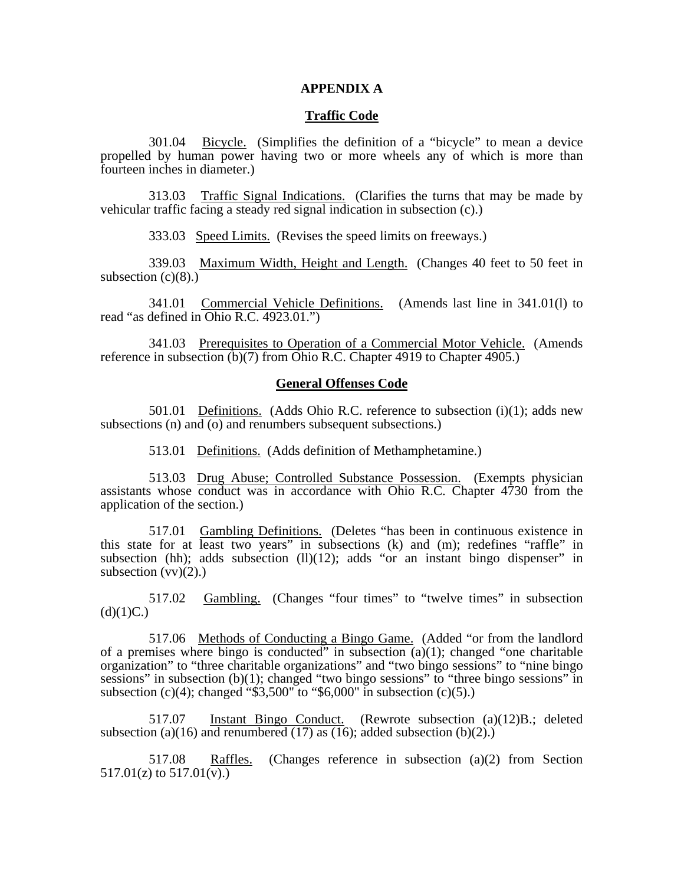# APPENDIX A

## Traffic Code

301.04 Bicycle. (Simplifies the definition of a "bicycle" to mean a device propelled by human power having two or more wheels any of which is more than fourteen inches in diameter.)

313.03 Traffic Signal Indications. (Clarifies the turns that may be made by vehicular traffic facing a steady red signal indication in subsection (c).)

333.03 Speed Limits. (Revises the speed limits on freeways.)

339.03 Maximum Width, Height and Length. (Changes 40 feet to 50 feet in subsection (c)(8).)

341.01 Commercial Vehicle Definitions. (Amends last line in 341.01(l) to read "as defined in Ohio R.C. 4923.01.")

341.03 Prerequisites to Operation of a Commercial Motor Vehicle. (Amends reference in subsection (b)(7) from Ohio R.C. Chapter 4919 to Chapter 4905.)

## General Offenses Code

501.01 Definitions. (Adds Ohio R.C. reference to subsection (i)(1); adds new subsections (n) and (o) and renumbers subsequent subsections.)

513.01 Definitions. (Adds definition of Methamphetamine.)

513.03 Drug Abuse; Controlled Substance Possession. (Exempts physician assistants whose conduct was in accordance with Ohio R.C. Chapter 4730 from the application of the section.)

517.01 Gambling Definitions. (Deletes "has been in continuous existence in this state for at least two years" in subsections (k) and (m); redefines "raffle" in subsection (hh); adds subsection (ll)(12); adds "or an instant bingo dispenser" in subsection (vv)(2).)

517.02 Gambling. (Changes "four times" to "twelve times" in subsection (d)(1)C.)

517.06 Methods of Conducting a Bingo Game. (Added "or from the landlord of a premises where bingo is conducted" in subsection (a)(1); changed "one charitable organization" to "three charitable organizations" and "two bingo sessions" to "nine bingo sessions" in subsection (b)(1); changed "two bingo sessions" to "three bingo sessions" in subsection (c)(4); changed "$3,500" to "$6,000" in subsection (c)(5).)

517.07 Instant Bingo Conduct. (Rewrote subsection (a)(12)B.; deleted subsection (a)(16) and renumbered (17) as (16); added subsection (b)(2).)

517.08 Raffles. (Changes reference in subsection (a)(2) from Section 517.01(z) to 517.01(v).)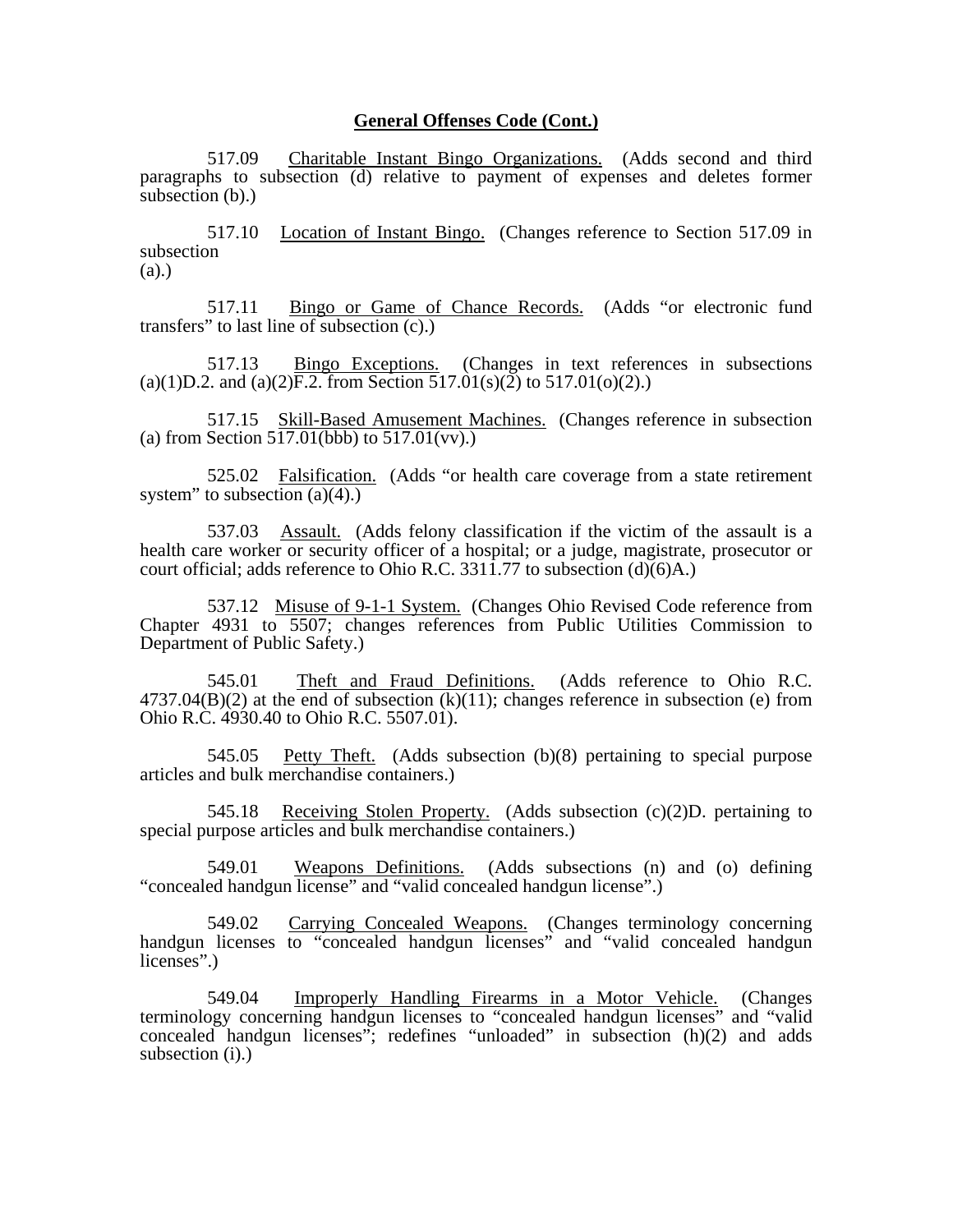**General Offenses Code (Cont.)**

517.09 Charitable Instant Bingo Organizations. (Adds second and third paragraphs to subsection (d) relative to payment of expenses and deletes former subsection (b).)

517.10 Location of Instant Bingo. (Changes reference to Section 517.09 in subsection (a).)

517.11 Bingo or Game of Chance Records. (Adds "or electronic fund transfers" to last line of subsection (c).)

517.13 Bingo Exceptions. (Changes in text references in subsections (a)(1)D.2. and (a)(2)F.2. from Section 517.01(s)(2) to 517.01(o)(2).)

517.15 Skill-Based Amusement Machines. (Changes reference in subsection (a) from Section 517.01(bbb) to 517.01(vv).)

525.02 Falsification. (Adds "or health care coverage from a state retirement system" to subsection (a)(4).)

537.03 Assault. (Adds felony classification if the victim of the assault is a health care worker or security officer of a hospital; or a judge, magistrate, prosecutor or court official; adds reference to Ohio R.C. 3311.77 to subsection (d)(6)A.)

537.12 Misuse of 9-1-1 System. (Changes Ohio Revised Code reference from Chapter 4931 to 5507; changes references from Public Utilities Commission to Department of Public Safety.)

545.01 Theft and Fraud Definitions. (Adds reference to Ohio R.C. 4737.04(B)(2) at the end of subsection (k)(11); changes reference in subsection (e) from Ohio R.C. 4930.40 to Ohio R.C. 5507.01).

545.05 Petty Theft. (Adds subsection (b)(8) pertaining to special purpose articles and bulk merchandise containers.)

545.18 Receiving Stolen Property. (Adds subsection (c)(2)D. pertaining to special purpose articles and bulk merchandise containers.)

549.01 Weapons Definitions. (Adds subsections (n) and (o) defining "concealed handgun license" and "valid concealed handgun license".)

549.02 Carrying Concealed Weapons. (Changes terminology concerning handgun licenses to "concealed handgun licenses" and "valid concealed handgun licenses".)

549.04 Improperly Handling Firearms in a Motor Vehicle. (Changes terminology concerning handgun licenses to "concealed handgun licenses" and "valid concealed handgun licenses"; redefines "unloaded" in subsection (h)(2) and adds subsection (i).)